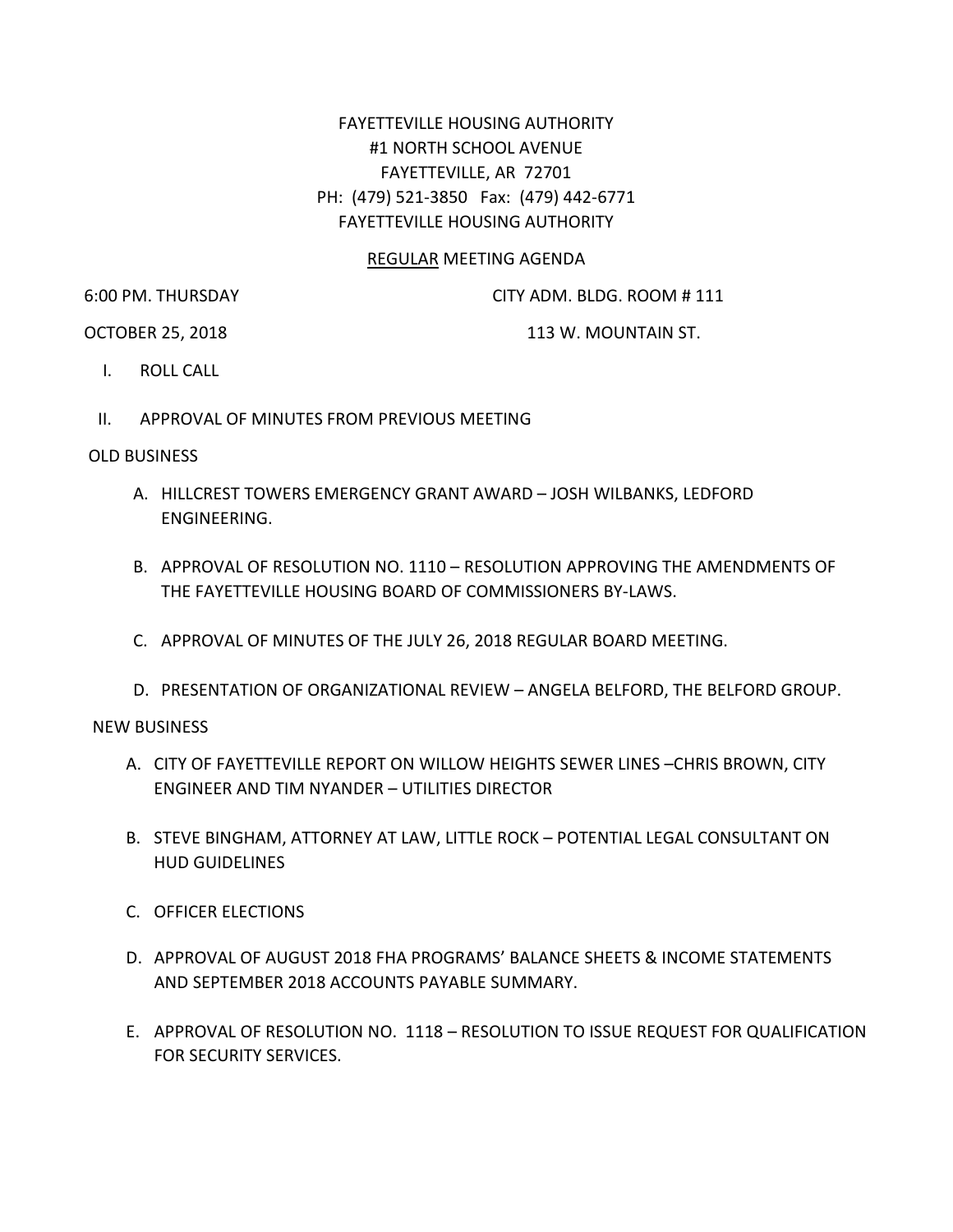FAYETTEVILLE HOUSING AUTHORITY
#1 NORTH SCHOOL AVENUE
FAYETTEVILLE, AR 72701
PH: (479) 521-3850 Fax: (479) 442-6771
FAYETTEVILLE HOUSING AUTHORITY

REGULAR MEETING AGENDA

6:00 PM. THURSDAY — CITY ADM. BLDG. ROOM # 111

OCTOBER 25, 2018 — 113 W. MOUNTAIN ST.

I. ROLL CALL

II. APPROVAL OF MINUTES FROM PREVIOUS MEETING

OLD BUSINESS

A. HILLCREST TOWERS EMERGENCY GRANT AWARD – JOSH WILBANKS, LEDFORD ENGINEERING.

B. APPROVAL OF RESOLUTION NO. 1110 – RESOLUTION APPROVING THE AMENDMENTS OF THE FAYETTEVILLE HOUSING BOARD OF COMMISSIONERS BY-LAWS.

C. APPROVAL OF MINUTES OF THE JULY 26, 2018 REGULAR BOARD MEETING.

D. PRESENTATION OF ORGANIZATIONAL REVIEW – ANGELA BELFORD, THE BELFORD GROUP.

NEW BUSINESS

A. CITY OF FAYETTEVILLE REPORT ON WILLOW HEIGHTS SEWER LINES –CHRIS BROWN, CITY ENGINEER AND TIM NYANDER – UTILITIES DIRECTOR

B. STEVE BINGHAM, ATTORNEY AT LAW, LITTLE ROCK – POTENTIAL LEGAL CONSULTANT ON HUD GUIDELINES

C. OFFICER ELECTIONS

D. APPROVAL OF AUGUST 2018 FHA PROGRAMS' BALANCE SHEETS & INCOME STATEMENTS AND SEPTEMBER 2018 ACCOUNTS PAYABLE SUMMARY.

E. APPROVAL OF RESOLUTION NO. 1118 – RESOLUTION TO ISSUE REQUEST FOR QUALIFICATION FOR SECURITY SERVICES.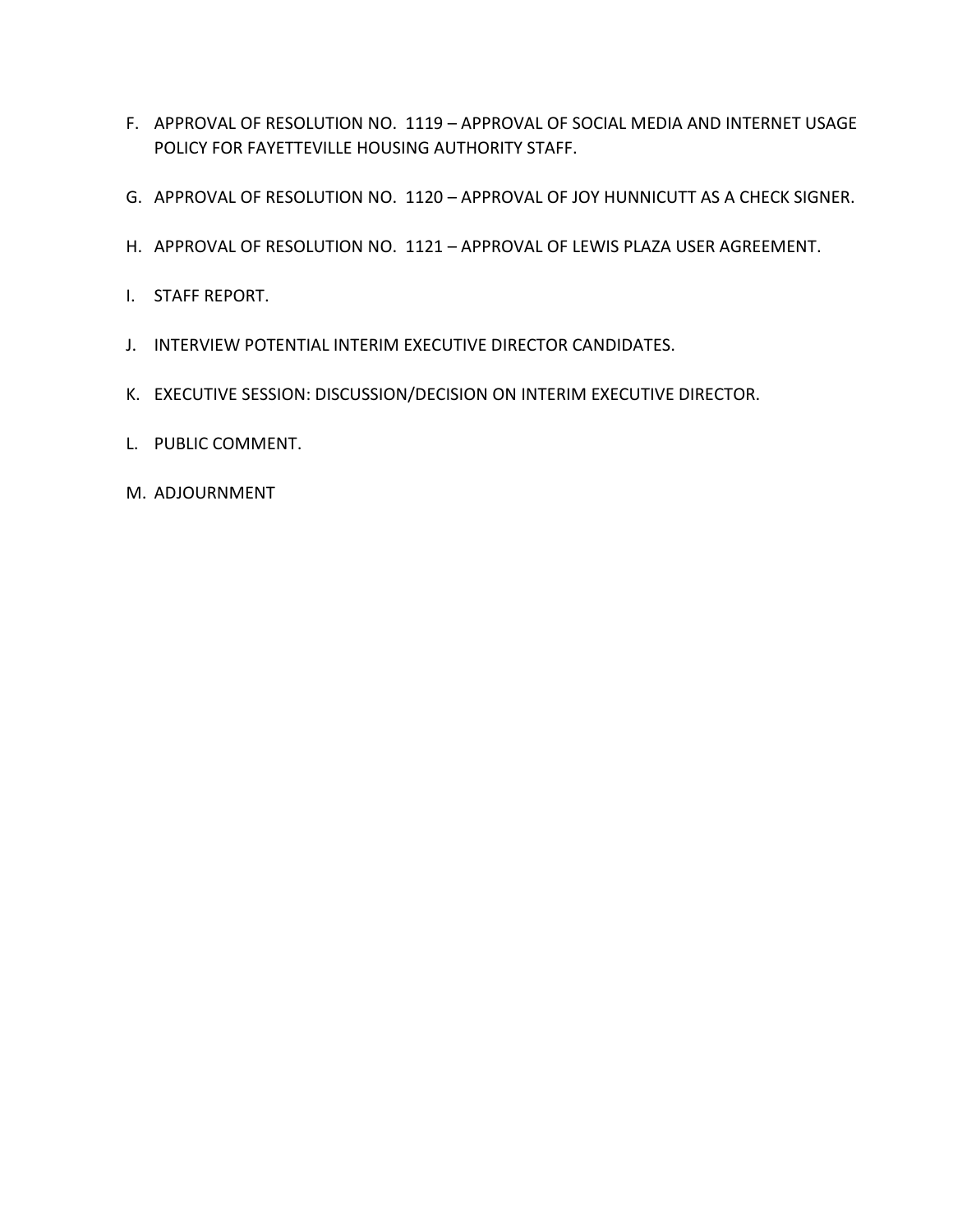F. APPROVAL OF RESOLUTION NO. 1119 – APPROVAL OF SOCIAL MEDIA AND INTERNET USAGE POLICY FOR FAYETTEVILLE HOUSING AUTHORITY STAFF.

G. APPROVAL OF RESOLUTION NO. 1120 – APPROVAL OF JOY HUNNICUTT AS A CHECK SIGNER.

H. APPROVAL OF RESOLUTION NO. 1121 – APPROVAL OF LEWIS PLAZA USER AGREEMENT.

I. STAFF REPORT.

J. INTERVIEW POTENTIAL INTERIM EXECUTIVE DIRECTOR CANDIDATES.

K. EXECUTIVE SESSION: DISCUSSION/DECISION ON INTERIM EXECUTIVE DIRECTOR.

L. PUBLIC COMMENT.

M. ADJOURNMENT